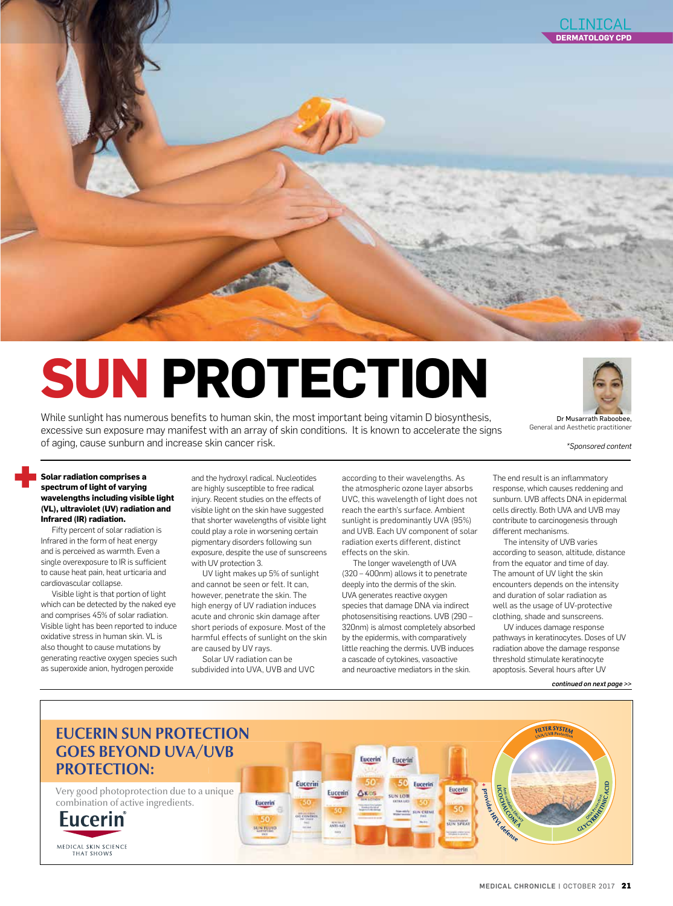# SUN PROTECTION

While sunlight has numerous benefits to human skin, the most important being vitamin D biosynthesis, excessive sun exposure may manifest with an array of skin conditions. It is known to accelerate the signs of aging, cause sunburn and increase skin cancer risk.

Dr Musarrath Raboobee, General and Aesthetic practitioner

*Sponsored content

**Solar radiation comprises a spectrum of light of varying wavelengths including visible light (VL), ultraviolet (UV) radiation and Infrared (IR) radiation.**

Fifty percent of solar radiation is Infrared in the form of heat energy and is perceived as warmth. Even a single overexposure to IR is sufficient to cause heat pain, heat urticaria and cardiovascular collapse.

Visible light is that portion of light which can be detected by the naked eye and comprises 45% of solar radiation. Visible light has been reported to induce oxidative stress in human skin. VL is also thought to cause mutations by generating reactive oxygen species such as superoxide anion, hydrogen peroxide and the hydroxyl radical. Nucleotides are highly susceptible to free radical injury. Recent studies on the effects of visible light on the skin have suggested that shorter wavelengths of visible light could play a role in worsening certain pigmentary disorders following sun exposure, despite the use of sunscreens with UV protection 3.

UV light makes up 5% of sunlight and cannot be seen or felt. It can, however, penetrate the skin. The high energy of UV radiation induces acute and chronic skin damage after short periods of exposure. Most of the harmful effects of sunlight on the skin are caused by UV rays.

Solar UV radiation can be subdivided into UVA, UVB and UVC according to their wavelengths. As the atmospheric ozone layer absorbs UVC, this wavelength of light does not reach the earth's surface. Ambient sunlight is predominantly UVA (95%) and UVB. Each UV component of solar radiation exerts different, distinct effects on the skin.

The longer wavelength of UVA (320 – 400nm) allows it to penetrate deeply into the dermis of the skin. UVA generates reactive oxygen species that damage DNA via indirect photosensitising reactions. UVB (290 – 320nm) is almost completely absorbed by the epidermis, with comparatively little reaching the dermis. UVB induces a cascade of cytokines, vasoactive and neuroactive mediators in the skin. The end result is an inflammatory response, which causes reddening and sunburn. UVB affects DNA in epidermal cells directly. Both UVA and UVB may contribute to carcinogenesis through different mechanisms.

The intensity of UVB varies according to season, altitude, distance from the equator and time of day. The amount of UV light the skin encounters depends on the intensity and duration of solar radiation as well as the usage of UV-protective clothing, shade and sunscreens.

UV induces damage response pathways in keratinocytes. Doses of UV radiation above the damage response threshold stimulate keratinocyte apoptosis. Several hours after UV

*continued on next page >>*

## EUCERIN SUN PROTECTION GOES BEYOND UVA/UVB PROTECTION:

Very good photoprotection due to a unique combination of active ingredients.

Eucerin

MEDICAL SKIN SCIENCE THAT SHOWS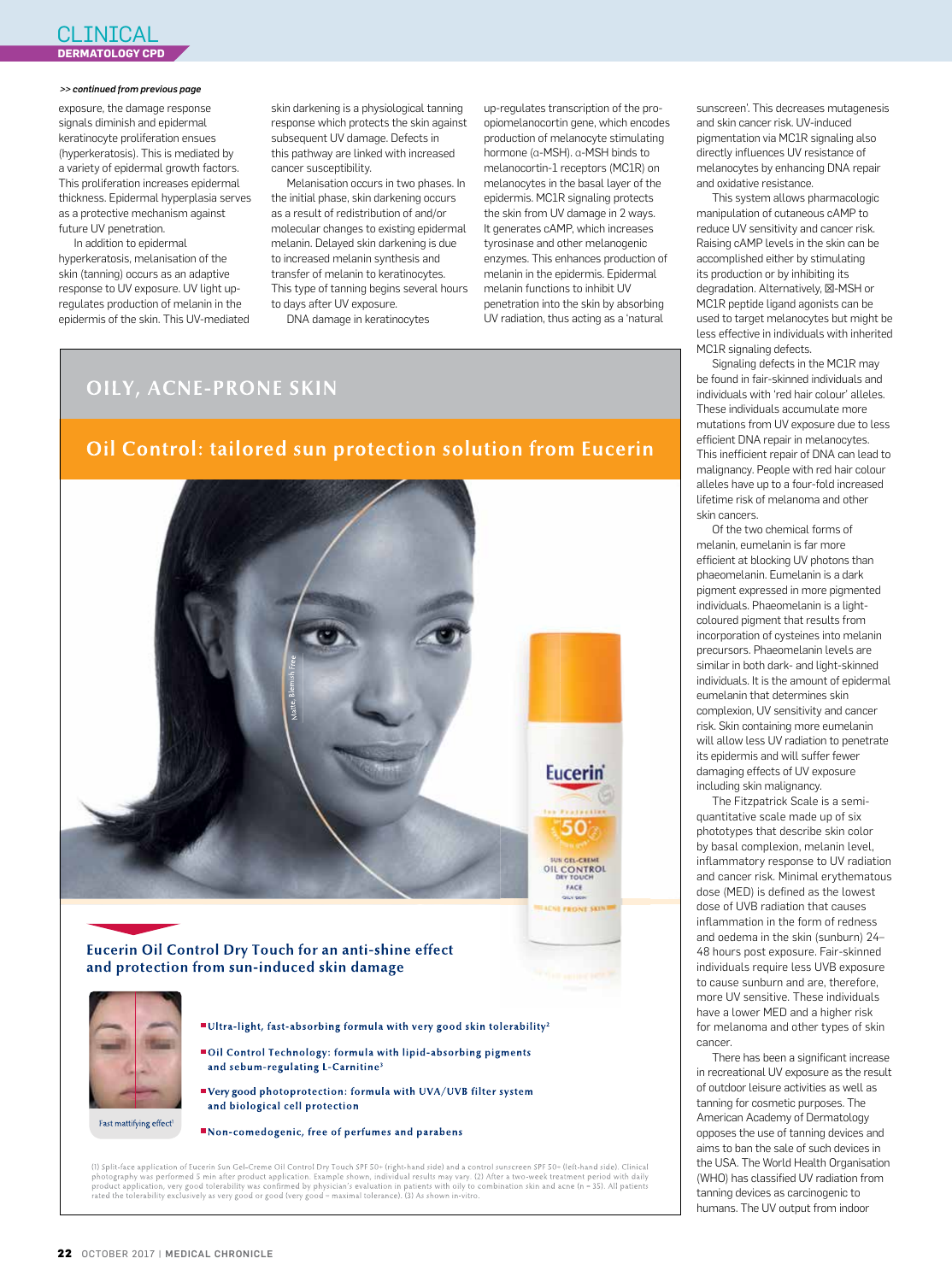*>> continued from previous page*

exposure, the damage response signals diminish and epidermal keratinocyte proliferation ensues (hyperkeratosis). This is mediated by a variety of epidermal growth factors. This proliferation increases epidermal thickness. Epidermal hyperplasia serves as a protective mechanism against future UV penetration.

In addition to epidermal hyperkeratosis, melanisation of the skin (tanning) occurs as an adaptive response to UV exposure. UV light up-regulates production of melanin in the epidermis of the skin. This UV-mediated skin darkening is a physiological tanning response which protects the skin against subsequent UV damage. Defects in this pathway are linked with increased cancer susceptibility.

Melanisation occurs in two phases. In the initial phase, skin darkening occurs as a result of redistribution of and/or molecular changes to existing epidermal melanin. Delayed skin darkening is due to increased melanin synthesis and transfer of melanin to keratinocytes. This type of tanning begins several hours to days after UV exposure.

DNA damage in keratinocytes up-regulates transcription of the pro-opiomelanocortin gene, which encodes production of melanocyte stimulating hormone (α-MSH). α-MSH binds to melanocortin-1 receptors (MC1R) on melanocytes in the basal layer of the epidermis. MC1R signaling protects the skin from UV damage in 2 ways. It generates cAMP, which increases tyrosinase and other melanogenic enzymes. This enhances production of melanin in the epidermis. Epidermal melanin functions to inhibit UV penetration into the skin by absorbing UV radiation, thus acting as a 'natural sunscreen'. This decreases mutagenesis and skin cancer risk. UV-induced pigmentation via MC1R signaling also directly influences UV resistance of melanocytes by enhancing DNA repair and oxidative resistance.

This system allows pharmacologic manipulation of cutaneous cAMP to reduce UV sensitivity and cancer risk. Raising cAMP levels in the skin can be accomplished either by stimulating its production or by inhibiting its degradation. Alternatively, α-MSH or MC1R peptide ligand agonists can be used to target melanocytes but might be less effective in individuals with inherited MC1R signaling defects.

Signaling defects in the MC1R may be found in fair-skinned individuals and individuals with 'red hair colour' alleles. These individuals accumulate more mutations from UV exposure due to less efficient DNA repair in melanocytes. This inefficient repair of DNA can lead to malignancy. People with red hair colour alleles have up to a four-fold increased lifetime risk of melanoma and other skin cancers.

Of the two chemical forms of melanin, eumelanin is far more efficient at blocking UV photons than phaeomelanin. Eumelanin is a dark pigment expressed in more pigmented individuals. Phaeomelanin is a light-coloured pigment that results from incorporation of cysteines into melanin precursors. Phaeomelanin levels are similar in both dark- and light-skinned individuals. It is the amount of epidermal eumelanin that determines skin complexion, UV sensitivity and cancer risk. Skin containing more eumelanin will allow less UV radiation to penetrate its epidermis and will suffer fewer damaging effects of UV exposure including skin malignancy.

The Fitzpatrick Scale is a semi-quantitative scale made up of six phototypes that describe skin color by basal complexion, melanin level, inflammatory response to UV radiation and cancer risk. Minimal erythematous dose (MED) is defined as the lowest dose of UVB radiation that causes inflammation in the form of redness and oedema in the skin (sunburn) 24–48 hours post exposure. Fair-skinned individuals require less UVB exposure to cause sunburn and are, therefore, more UV sensitive. These individuals have a lower MED and a higher risk for melanoma and other types of skin cancer.

There has been a significant increase in recreational UV exposure as the result of outdoor leisure activities as well as tanning for cosmetic purposes. The American Academy of Dermatology opposes the use of tanning devices and aims to ban the sale of such devices in the USA. The World Health Organisation (WHO) has classified UV radiation from tanning devices as carcinogenic to humans. The UV output from indoor

---

## OILY, ACNE-PRONE SKIN

### Oil Control: tailored sun protection solution from Eucerin

Matte, Blemish Free

**Eucerin Oil Control Dry Touch for an anti-shine effect and protection from sun-induced skin damage**

- Ultra-light, fast-absorbing formula with very good skin tolerability[2]
- Oil Control Technology: formula with lipid-absorbing pigments and sebum-regulating L-Carnitine[3]
- Very good photoprotection: formula with UVA/UVB filter system and biological cell protection
- Non-comedogenic, free of perfumes and parabens

Fast mattifying effect[1]

(1) Split-face application of Eucerin Sun Gel-Creme Oil Control Dry Touch SPF 50+ (right-hand side) and a control sunscreen SPF 50+ (left-hand side). Clinical photography was performed 5 min after product application. Example shown, individual results may vary. (2) After a two-week treatment period with daily product application, very good tolerability was confirmed by physician's evaluation in patients with oily to combination skin and acne (n = 35). All patients rated the tolerability exclusively as very good or good (very good = maximal tolerance). (3) As shown in-vitro.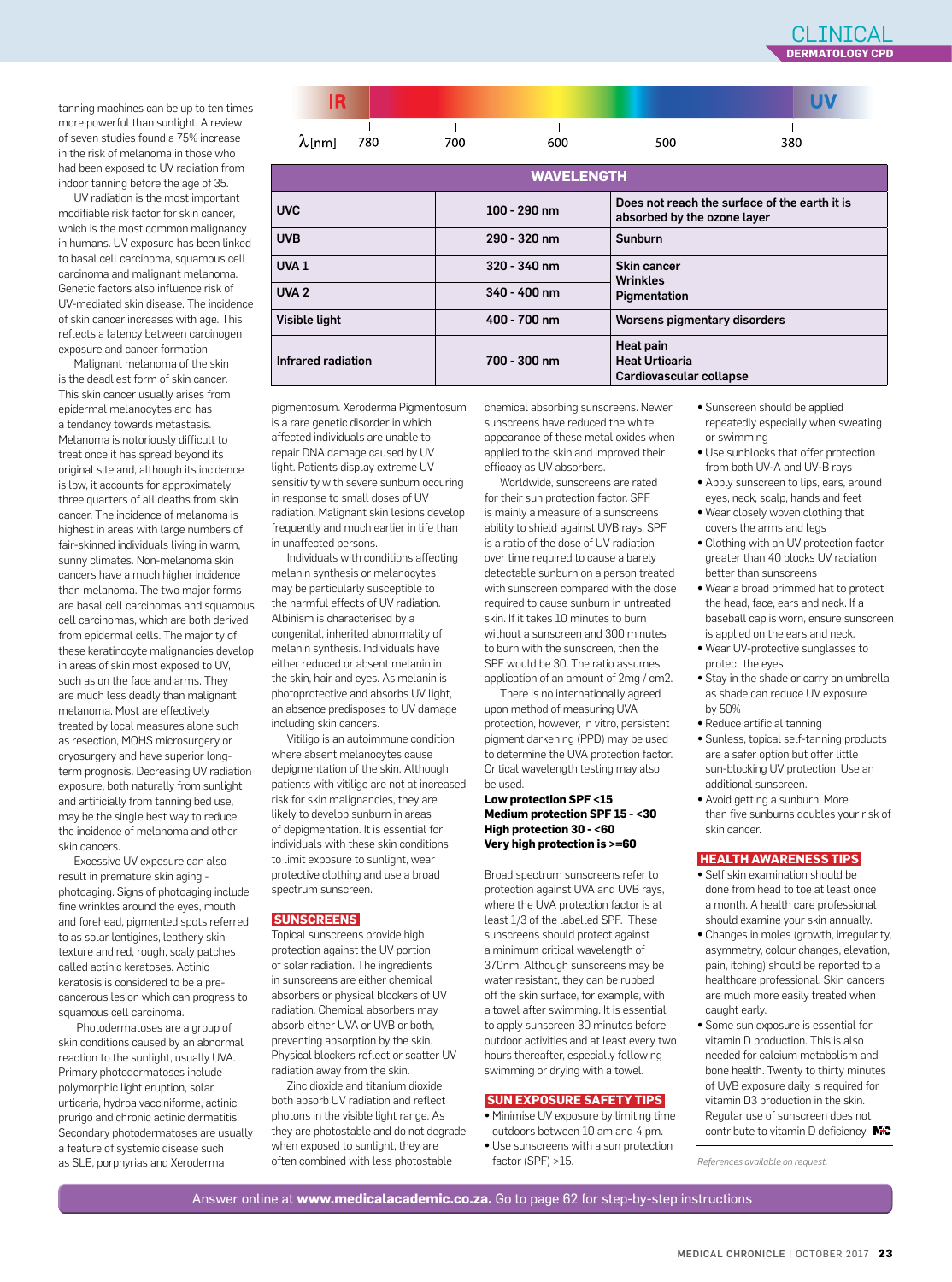tanning machines can be up to ten times more powerful than sunlight. A review of seven studies found a 75% increase in the risk of melanoma in those who had been exposed to UV radiation from indoor tanning before the age of 35.

UV radiation is the most important modifiable risk factor for skin cancer, which is the most common malignancy in humans. UV exposure has been linked to basal cell carcinoma, squamous cell carcinoma and malignant melanoma. Genetic factors also influence risk of UV-mediated skin disease. The incidence of skin cancer increases with age. This reflects a latency between carcinogen exposure and cancer formation.

Malignant melanoma of the skin is the deadliest form of skin cancer. This skin cancer usually arises from epidermal melanocytes and has a tendancy towards metastasis. Melanoma is notoriously difficult to treat once it has spread beyond its original site and, although its incidence is low, it accounts for approximately three quarters of all deaths from skin cancer. The incidence of melanoma is highest in areas with large numbers of fair-skinned individuals living in warm, sunny climates. Non-melanoma skin cancers have a much higher incidence than melanoma. The two major forms are basal cell carcinomas and squamous cell carcinomas, which are both derived from epidermal cells. The majority of these keratinocyte malignancies develop in areas of skin most exposed to UV, such as on the face and arms. They are much less deadly than malignant melanoma. Most are effectively treated by local measures alone such as resection, MOHS microsurgery or cryosurgery and have superior long-term prognosis. Decreasing UV radiation exposure, both naturally from sunlight and artificially from tanning bed use, may be the single best way to reduce the incidence of melanoma and other skin cancers.

Excessive UV exposure can also result in premature skin aging - photoaging. Signs of photoaging include fine wrinkles around the eyes, mouth and forehead, pigmented spots referred to as solar lentigines, leathery skin texture and red, rough, scaly patches called actinic keratoses. Actinic keratosis is considered to be a pre-cancerous lesion which can progress to squamous cell carcinoma.

Photodermatoses are a group of skin conditions caused by an abnormal reaction to the sunlight, usually UVA. Primary photodermatoses include polymorphic light eruption, solar urticaria, hydroa vacciniforme, actinic prurigo and chronic actinic dermatitis. Secondary photodermatoses are usually a feature of systemic disease such as SLE, porphyrias and Xeroderma

| IR | | | | | UV |
|---|---|---|---|---|---|
| λ [nm] | 780 | 700 | 600 | 500 | 380 |

| WAVELENGTH | | |
|---|---|---|
| **UVC** | **100 - 290 nm** | **Does not reach the surface of the earth it is absorbed by the ozone layer** |
| **UVB** | **290 - 320 nm** | **Sunburn** |
| **UVA 1** | **320 - 340 nm** | **Skin cancer Wrinkles Pigmentation** |
| **UVA 2** | **340 - 400 nm** | |
| **Visible light** | **400 - 700 nm** | **Worsens pigmentary disorders** |
| **Infrared radiation** | **700 - 300 nm** | **Heat pain Heat Urticaria Cardiovascular collapse** |

pigmentosum. Xeroderma Pigmentosum is a rare genetic disorder in which affected individuals are unable to repair DNA damage caused by UV light. Patients display extreme UV sensitivity with severe sunburn occuring in response to small doses of UV radiation. Malignant skin lesions develop frequently and much earlier in life than in unaffected persons.

Individuals with conditions affecting melanin synthesis or melanocytes may be particularly susceptible to the harmful effects of UV radiation. Albinism is characterised by a congenital, inherited abnormality of melanin synthesis. Individuals have either reduced or absent melanin in the skin, hair and eyes. As melanin is photoprotective and absorbs UV light, an absence predisposes to UV damage including skin cancers.

Vitiligo is an autoimmune condition where absent melanocytes cause depigmentation of the skin. Although patients with vitiligo are not at increased risk for skin malignancies, they are likely to develop sunburn in areas of depigmentation. It is essential for individuals with these skin conditions to limit exposure to sunlight, wear protective clothing and use a broad spectrum sunscreen.

## SUNSCREENS

Topical sunscreens provide high protection against the UV portion of solar radiation. The ingredients in sunscreens are either chemical absorbers or physical blockers of UV radiation. Chemical absorbers may absorb either UVA or UVB or both, preventing absorption by the skin. Physical blockers reflect or scatter UV radiation away from the skin.

Zinc dioxide and titanium dioxide both absorb UV radiation and reflect photons in the visible light range. As they are photostable and do not degrade when exposed to sunlight, they are often combined with less photostable chemical absorbing sunscreens. Newer sunscreens have reduced the white appearance of these metal oxides when applied to the skin and improved their efficacy as UV absorbers.

Worldwide, sunscreens are rated for their sun protection factor. SPF is mainly a measure of a sunscreens ability to shield against UVB rays. SPF is a ratio of the dose of UV radiation over time required to cause a barely detectable sunburn on a person treated with sunscreen compared with the dose required to cause sunburn in untreated skin. If it takes 10 minutes to burn without a sunscreen and 300 minutes to burn with the sunscreen, then the SPF would be 30. The ratio assumes application of an amount of 2mg / cm2.

There is no internationally agreed upon method of measuring UVA protection, however, in vitro, persistent pigment darkening (PPD) may be used to determine the UVA protection factor. Critical wavelength testing may also be used.

**Low protection SPF <15**
**Medium protection SPF 15 - <30**
**High protection 30 - <60**
**Very high protection is >=60**

Broad spectrum sunscreens refer to protection against UVA and UVB rays, where the UVA protection factor is at least 1/3 of the labelled SPF. These sunscreens should protect against a minimum critical wavelength of 370nm. Although sunscreens may be water resistant, they can be rubbed off the skin surface, for example, with a towel after swimming. It is essential to apply sunscreen 30 minutes before outdoor activities and at least every two hours thereafter, especially following swimming or drying with a towel.

## SUN EXPOSURE SAFETY TIPS

- Minimise UV exposure by limiting time outdoors between 10 am and 4 pm.
- Use sunscreens with a sun protection factor (SPF) >15.
- Sunscreen should be applied repeatedly especially when sweating or swimming
- Use sunblocks that offer protection from both UV-A and UV-B rays
- Apply sunscreen to lips, ears, around eyes, neck, scalp, hands and feet
- Wear closely woven clothing that covers the arms and legs
- Clothing with an UV protection factor greater than 40 blocks UV radiation better than sunscreens
- Wear a broad brimmed hat to protect the head, face, ears and neck. If a baseball cap is worn, ensure sunscreen is applied on the ears and neck.
- Wear UV-protective sunglasses to protect the eyes
- Stay in the shade or carry an umbrella as shade can reduce UV exposure by 50%
- Reduce artificial tanning
- Sunless, topical self-tanning products are a safer option but offer little sun-blocking UV protection. Use an additional sunscreen.
- Avoid getting a sunburn. More than five sunburns doubles your risk of skin cancer.

## HEALTH AWARENESS TIPS

- Self skin examination should be done from head to toe at least once a month. A health care professional should examine your skin annually.
- Changes in moles (growth, irregularity, asymmetry, colour changes, elevation, pain, itching) should be reported to a healthcare professional. Skin cancers are much more easily treated when caught early.
- Some sun exposure is essential for vitamin D production. This is also needed for calcium metabolism and bone health. Twenty to thirty minutes of UVB exposure daily is required for vitamin D3 production in the skin. Regular use of sunscreen does not contribute to vitamin D deficiency.

*References available on request.*

Answer online at **www.medicalacademic.co.za.** Go to page 62 for step-by-step instructions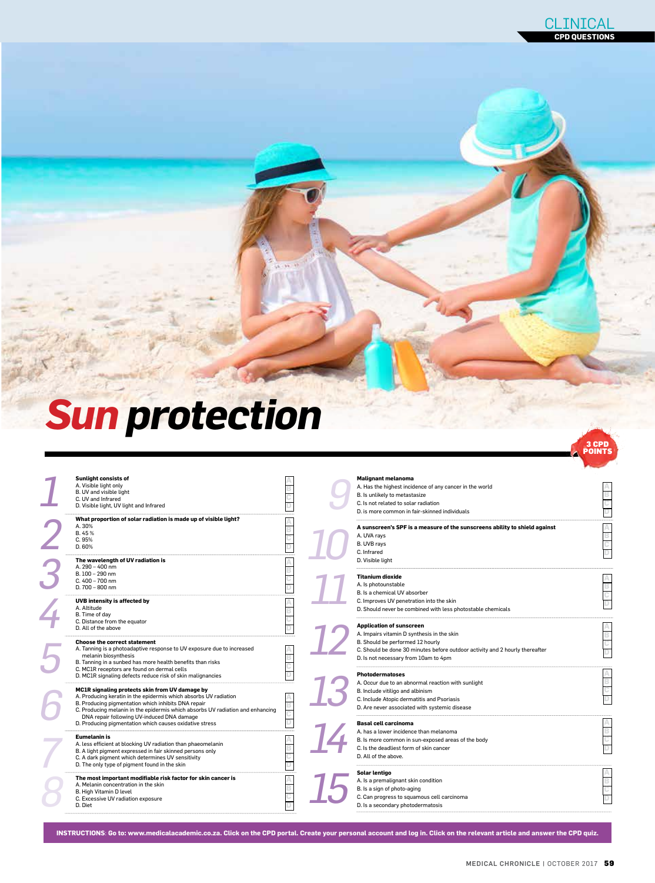# Sun protection

3 CPD POINTS

**1. Sunlight consists of**
A. Visible light only
B. UV and visible light
C. UV and Infrared
D. Visible light, UV light and Infrared

**2. What proportion of solar radiation is made up of visible light?**
A. 30%
B. 45 %
C. 95%
D. 60%

**3. The wavelength of UV radiation is**
A. 290 – 400 nm
B. 100 – 290 nm
C. 400 – 700 nm
D. 700 – 800 nm

**4. UVB intensity is affected by**
A. Altitude
B. Time of day
C. Distance from the equator
D. All of the above

**5. Choose the correct statement**
A. Tanning is a photoadaptive response to UV exposure due to increased melanin biosynthesis
B. Tanning in a sunbed has more health benefits than risks
C. MC1R receptors are found on dermal cells
D. MC1R signaling defects reduce risk of skin malignancies

**6. MC1R signaling protects skin from UV damage by**
A. Producing keratin in the epidermis which absorbs UV radiation
B. Producing pigmentation which inhibits DNA repair
C. Producing melanin in the epidermis which absorbs UV radiation and enhancing DNA repair following UV-induced DNA damage
D. Producing pigmentation which causes oxidative stress

**7. Eumelanin is**
A. less efficient at blocking UV radiation than phaeomelanin
B. A light pigment expressed in fair skinned persons only
C. A dark pigment which determines UV sensitivity
D. The only type of pigment found in the skin

**8. The most important modifiable risk factor for skin cancer is**
A. Melanin concentration in the skin
B. High Vitamin D level
C. Excessive UV radiation exposure
D. Diet

**9. Malignant melanoma**
A. Has the highest incidence of any cancer in the world
B. Is unlikely to metastasize
C. Is not related to solar radiation
D. is more common in fair-skinned individuals

**10. A sunscreen's SPF is a measure of the sunscreens ability to shield against**
A. UVA rays
B. UVB rays
C. Infrared
D. Visible light

**11. Titanium dioxide**
A. Is photounstable
B. Is a chemical UV absorber
C. Improves UV penetration into the skin
D. Should never be combined with less photostable chemicals

**12. Application of sunscreen**
A. Impairs vitamin D synthesis in the skin
B. Should be performed 12 hourly
C. Should be done 30 minutes before outdoor activity and 2 hourly thereafter
D. Is not necessary from 10am to 4pm

**13. Photodermatoses**
A. Occur due to an abnormal reaction with sunlight
B. Include vitiligo and albinism
C. Include Atopic dermatitis and Psoriasis
D. Are never associated with systemic disease

**14. Basal cell carcinoma**
A. has a lower incidence than melanoma
B. Is more common in sun-exposed areas of the body
C. Is the deadliest form of skin cancer
D. All of the above.

**15. Solar lentigo**
A. Is a premalignant skin condition
B. Is a sign of photo-aging
C. Can progress to squamous cell carcinoma
D. Is a secondary photodermatosis

**INSTRUCTIONS**: Go to: www.medicalacademic.co.za. Click on the CPD portal. Create your personal account and log in. Click on the relevant article and answer the CPD quiz.